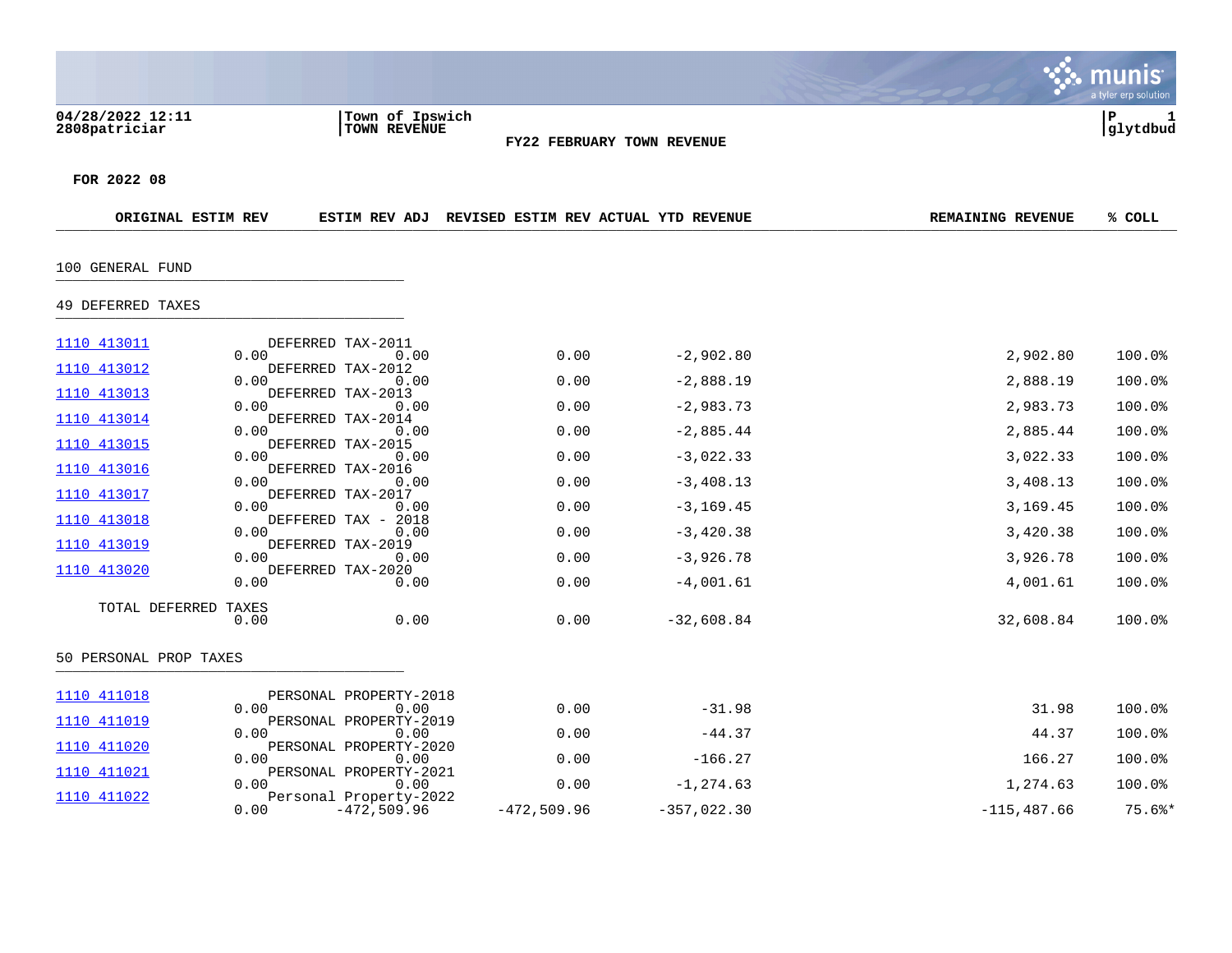04/28/2022 12:11
2808patriciar

Town of Ipswich
TOWN REVENUE

P 1
glytdbud

**FY22 FEBRUARY TOWN REVENUE**

**FOR 2022 08**

| ACCOUNT | DESCRIPTION | ORIGINAL ESTIM REV | ESTIM REV ADJ | REVISED ESTIM REV | ACTUAL YTD REVENUE | REMAINING REVENUE | % COLL |
|---|---|---|---|---|---|---|---|
| **100 GENERAL FUND** | | | | | | | |
| **49 DEFERRED TAXES** | | | | | | | |
| 1110 413011 | DEFERRED TAX-2011 | 0.00 | 0.00 | 0.00 | -2,902.80 | 2,902.80 | 100.0% |
| 1110 413012 | DEFERRED TAX-2012 | 0.00 | 0.00 | 0.00 | -2,888.19 | 2,888.19 | 100.0% |
| 1110 413013 | DEFERRED TAX-2013 | 0.00 | 0.00 | 0.00 | -2,983.73 | 2,983.73 | 100.0% |
| 1110 413014 | DEFERRED TAX-2014 | 0.00 | 0.00 | 0.00 | -2,885.44 | 2,885.44 | 100.0% |
| 1110 413015 | DEFERRED TAX-2015 | 0.00 | 0.00 | 0.00 | -3,022.33 | 3,022.33 | 100.0% |
| 1110 413016 | DEFERRED TAX-2016 | 0.00 | 0.00 | 0.00 | -3,408.13 | 3,408.13 | 100.0% |
| 1110 413017 | DEFERRED TAX-2017 | 0.00 | 0.00 | 0.00 | -3,169.45 | 3,169.45 | 100.0% |
| 1110 413018 | DEFFERED TAX - 2018 | 0.00 | 0.00 | 0.00 | -3,420.38 | 3,420.38 | 100.0% |
| 1110 413019 | DEFERRED TAX-2019 | 0.00 | 0.00 | 0.00 | -3,926.78 | 3,926.78 | 100.0% |
| 1110 413020 | DEFERRED TAX-2020 | 0.00 | 0.00 | 0.00 | -4,001.61 | 4,001.61 | 100.0% |
| | TOTAL DEFERRED TAXES | 0.00 | 0.00 | 0.00 | -32,608.84 | 32,608.84 | 100.0% |
| **50 PERSONAL PROP TAXES** | | | | | | | |
| 1110 411018 | PERSONAL PROPERTY-2018 | 0.00 | 0.00 | 0.00 | -31.98 | 31.98 | 100.0% |
| 1110 411019 | PERSONAL PROPERTY-2019 | 0.00 | 0.00 | 0.00 | -44.37 | 44.37 | 100.0% |
| 1110 411020 | PERSONAL PROPERTY-2020 | 0.00 | 0.00 | 0.00 | -166.27 | 166.27 | 100.0% |
| 1110 411021 | PERSONAL PROPERTY-2021 | 0.00 | 0.00 | 0.00 | -1,274.63 | 1,274.63 | 100.0% |
| 1110 411022 | Personal Property-2022 | 0.00 | -472,509.96 | -472,509.96 | -357,022.30 | -115,487.66 | 75.6%* |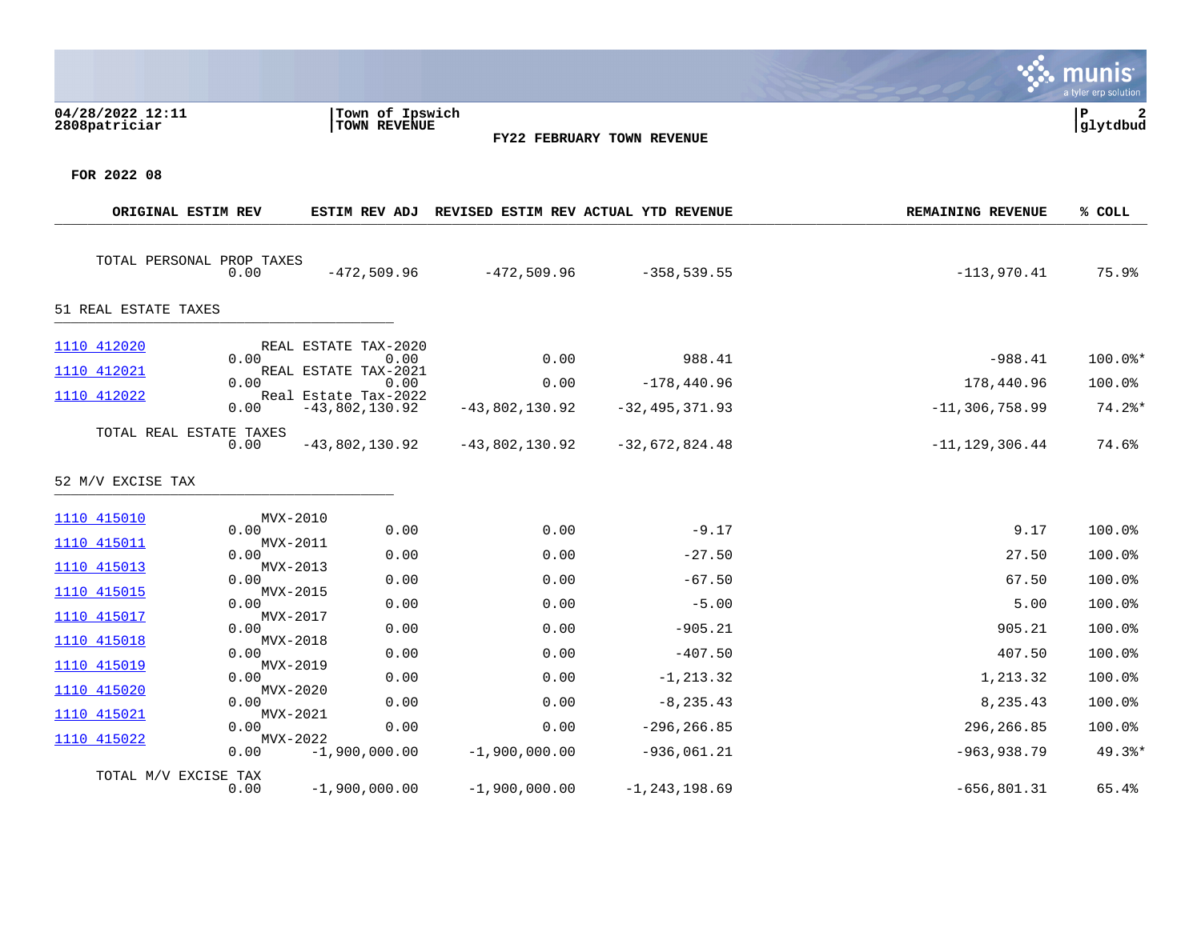04/28/2022 12:11 | Town of Ipswich | P 2
2808patriciar | TOWN REVENUE | glytdbud

**FY22 FEBRUARY TOWN REVENUE**

**FOR 2022 08**

| | | ORIGINAL ESTIM REV | ESTIM REV ADJ | REVISED ESTIM REV | ACTUAL YTD REVENUE | REMAINING REVENUE | % COLL |
|---|---|---|---|---|---|---|---|
| TOTAL PERSONAL PROP TAXES | | 0.00 | -472,509.96 | -472,509.96 | -358,539.55 | -113,970.41 | 75.9% |
| **51 REAL ESTATE TAXES** | | | | | | | |
| 1110 412020 | REAL ESTATE TAX-2020 | 0.00 | 0.00 | 0.00 | 988.41 | -988.41 | 100.0%* |
| 1110 412021 | REAL ESTATE TAX-2021 | 0.00 | 0.00 | 0.00 | -178,440.96 | 178,440.96 | 100.0% |
| 1110 412022 | Real Estate Tax-2022 | 0.00 | -43,802,130.92 | -43,802,130.92 | -32,495,371.93 | -11,306,758.99 | 74.2%* |
| TOTAL REAL ESTATE TAXES | | 0.00 | -43,802,130.92 | -43,802,130.92 | -32,672,824.48 | -11,129,306.44 | 74.6% |
| **52 M/V EXCISE TAX** | | | | | | | |
| 1110 415010 | MVX-2010 | 0.00 | 0.00 | 0.00 | -9.17 | 9.17 | 100.0% |
| 1110 415011 | MVX-2011 | 0.00 | 0.00 | 0.00 | -27.50 | 27.50 | 100.0% |
| 1110 415013 | MVX-2013 | 0.00 | 0.00 | 0.00 | -67.50 | 67.50 | 100.0% |
| 1110 415015 | MVX-2015 | 0.00 | 0.00 | 0.00 | -5.00 | 5.00 | 100.0% |
| 1110 415017 | MVX-2017 | 0.00 | 0.00 | 0.00 | -905.21 | 905.21 | 100.0% |
| 1110 415018 | MVX-2018 | 0.00 | 0.00 | 0.00 | -407.50 | 407.50 | 100.0% |
| 1110 415019 | MVX-2019 | 0.00 | 0.00 | 0.00 | -1,213.32 | 1,213.32 | 100.0% |
| 1110 415020 | MVX-2020 | 0.00 | 0.00 | 0.00 | -8,235.43 | 8,235.43 | 100.0% |
| 1110 415021 | MVX-2021 | 0.00 | 0.00 | 0.00 | -296,266.85 | 296,266.85 | 100.0% |
| 1110 415022 | MVX-2022 | 0.00 | -1,900,000.00 | -1,900,000.00 | -936,061.21 | -963,938.79 | 49.3%* |
| TOTAL M/V EXCISE TAX | | 0.00 | -1,900,000.00 | -1,900,000.00 | -1,243,198.69 | -656,801.31 | 65.4% |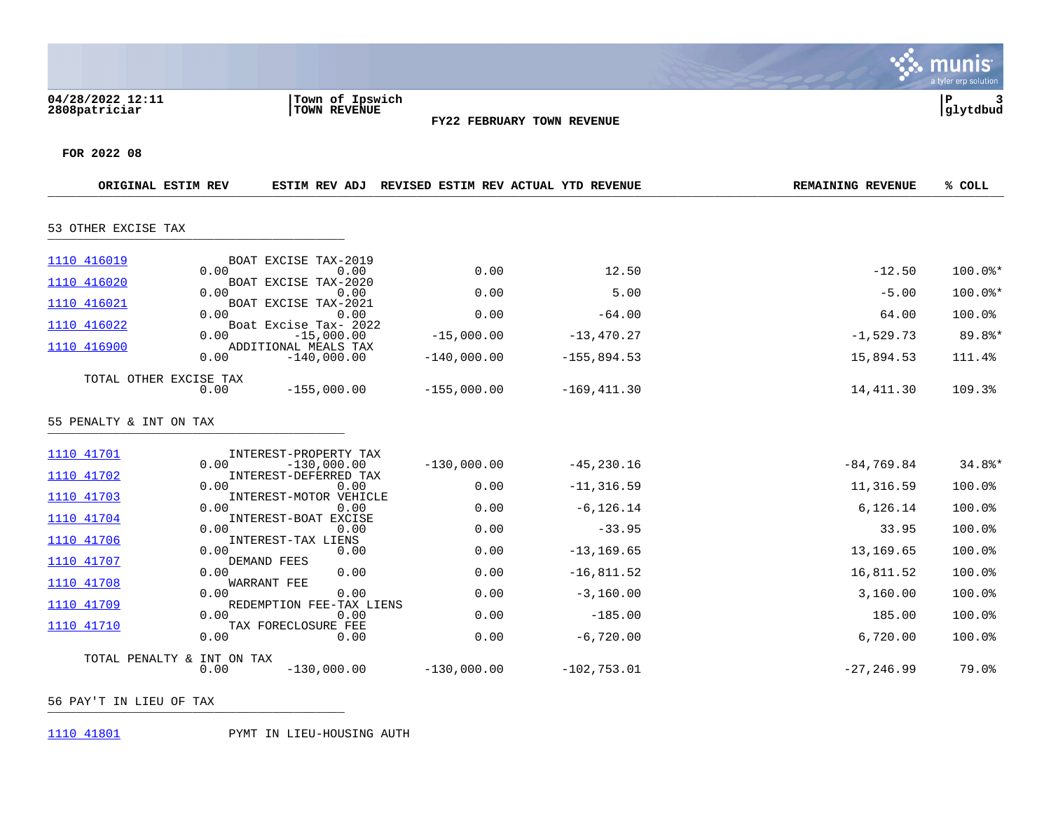**Town of Ipswich**
**TOWN REVENUE**

**FY22 FEBRUARY TOWN REVENUE**

**FOR 2022 08**

| Account | Description | ORIGINAL ESTIM REV | ESTIM REV ADJ | REVISED ESTIM REV | ACTUAL YTD REVENUE | REMAINING REVENUE | % COLL |
|---|---|---|---|---|---|---|---|
| **53 OTHER EXCISE TAX** | | | | | | | |
| 1110 416019 | BOAT EXCISE TAX-2019 | 0.00 | 0.00 | 0.00 | 12.50 | -12.50 | 100.0%* |
| 1110 416020 | BOAT EXCISE TAX-2020 | 0.00 | 0.00 | 0.00 | 5.00 | -5.00 | 100.0%* |
| 1110 416021 | BOAT EXCISE TAX-2021 | 0.00 | 0.00 | 0.00 | -64.00 | 64.00 | 100.0% |
| 1110 416022 | Boat Excise Tax- 2022 | 0.00 | -15,000.00 | -15,000.00 | -13,470.27 | -1,529.73 | 89.8%* |
| 1110 416900 | ADDITIONAL MEALS TAX | 0.00 | -140,000.00 | -140,000.00 | -155,894.53 | 15,894.53 | 111.4% |
| | TOTAL OTHER EXCISE TAX | 0.00 | -155,000.00 | -155,000.00 | -169,411.30 | 14,411.30 | 109.3% |
| **55 PENALTY & INT ON TAX** | | | | | | | |
| 1110 41701 | INTEREST-PROPERTY TAX | 0.00 | -130,000.00 | -130,000.00 | -45,230.16 | -84,769.84 | 34.8%* |
| 1110 41702 | INTEREST-DEFERRED TAX | 0.00 | 0.00 | 0.00 | -11,316.59 | 11,316.59 | 100.0% |
| 1110 41703 | INTEREST-MOTOR VEHICLE | 0.00 | 0.00 | 0.00 | -6,126.14 | 6,126.14 | 100.0% |
| 1110 41704 | INTEREST-BOAT EXCISE | 0.00 | 0.00 | 0.00 | -33.95 | 33.95 | 100.0% |
| 1110 41706 | INTEREST-TAX LIENS | 0.00 | 0.00 | 0.00 | -13,169.65 | 13,169.65 | 100.0% |
| 1110 41707 | DEMAND FEES | 0.00 | 0.00 | 0.00 | -16,811.52 | 16,811.52 | 100.0% |
| 1110 41708 | WARRANT FEE | 0.00 | 0.00 | 0.00 | -3,160.00 | 3,160.00 | 100.0% |
| 1110 41709 | REDEMPTION FEE-TAX LIENS | 0.00 | 0.00 | 0.00 | -185.00 | 185.00 | 100.0% |
| 1110 41710 | TAX FORECLOSURE FEE | 0.00 | 0.00 | 0.00 | -6,720.00 | 6,720.00 | 100.0% |
| | TOTAL PENALTY & INT ON TAX | 0.00 | -130,000.00 | -130,000.00 | -102,753.01 | -27,246.99 | 79.0% |
| **56 PAY'T IN LIEU OF TAX** | | | | | | | |
| 1110 41801 | PYMT IN LIEU-HOUSING AUTH | | | | | | |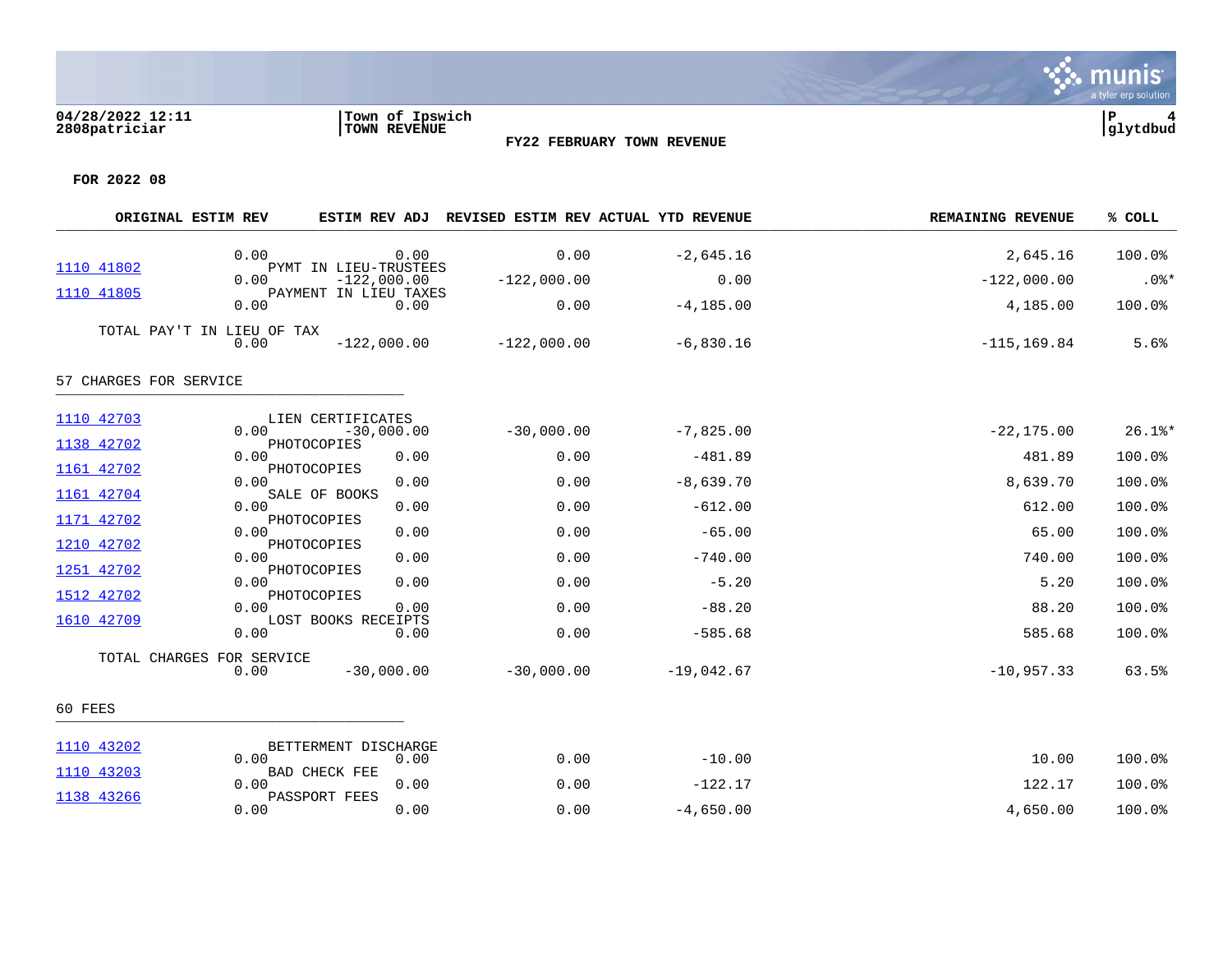**Town of Ipswich**
**TOWN REVENUE**

**FY22 FEBRUARY TOWN REVENUE**

**FOR 2022 08**

| Account | Description | ORIGINAL ESTIM REV | ESTIM REV ADJ | REVISED ESTIM REV | ACTUAL YTD REVENUE | REMAINING REVENUE | % COLL |
|---|---|---|---|---|---|---|---|
| | | 0.00 | 0.00 | 0.00 | -2,645.16 | 2,645.16 | 100.0% |
| 1110 41802 | PYMT IN LIEU-TRUSTEES | 0.00 | -122,000.00 | -122,000.00 | 0.00 | -122,000.00 | .0%* |
| 1110 41805 | PAYMENT IN LIEU TAXES | 0.00 | 0.00 | 0.00 | -4,185.00 | 4,185.00 | 100.0% |
| | TOTAL PAY'T IN LIEU OF TAX | 0.00 | -122,000.00 | -122,000.00 | -6,830.16 | -115,169.84 | 5.6% |
| | **57 CHARGES FOR SERVICE** | | | | | | |
| 1110 42703 | LIEN CERTIFICATES | 0.00 | -30,000.00 | -30,000.00 | -7,825.00 | -22,175.00 | 26.1%* |
| 1138 42702 | PHOTOCOPIES | 0.00 | 0.00 | 0.00 | -481.89 | 481.89 | 100.0% |
| 1161 42702 | PHOTOCOPIES | 0.00 | 0.00 | 0.00 | -8,639.70 | 8,639.70 | 100.0% |
| 1161 42704 | SALE OF BOOKS | 0.00 | 0.00 | 0.00 | -612.00 | 612.00 | 100.0% |
| 1171 42702 | PHOTOCOPIES | 0.00 | 0.00 | 0.00 | -65.00 | 65.00 | 100.0% |
| 1210 42702 | PHOTOCOPIES | 0.00 | 0.00 | 0.00 | -740.00 | 740.00 | 100.0% |
| 1251 42702 | PHOTOCOPIES | 0.00 | 0.00 | 0.00 | -5.20 | 5.20 | 100.0% |
| 1512 42702 | PHOTOCOPIES | 0.00 | 0.00 | 0.00 | -88.20 | 88.20 | 100.0% |
| 1610 42709 | LOST BOOKS RECEIPTS | 0.00 | 0.00 | 0.00 | -585.68 | 585.68 | 100.0% |
| | TOTAL CHARGES FOR SERVICE | 0.00 | -30,000.00 | -30,000.00 | -19,042.67 | -10,957.33 | 63.5% |
| | **60 FEES** | | | | | | |
| 1110 43202 | BETTERMENT DISCHARGE | 0.00 | 0.00 | 0.00 | -10.00 | 10.00 | 100.0% |
| 1110 43203 | BAD CHECK FEE | 0.00 | 0.00 | 0.00 | -122.17 | 122.17 | 100.0% |
| 1138 43266 | PASSPORT FEES | 0.00 | 0.00 | 0.00 | -4,650.00 | 4,650.00 | 100.0% |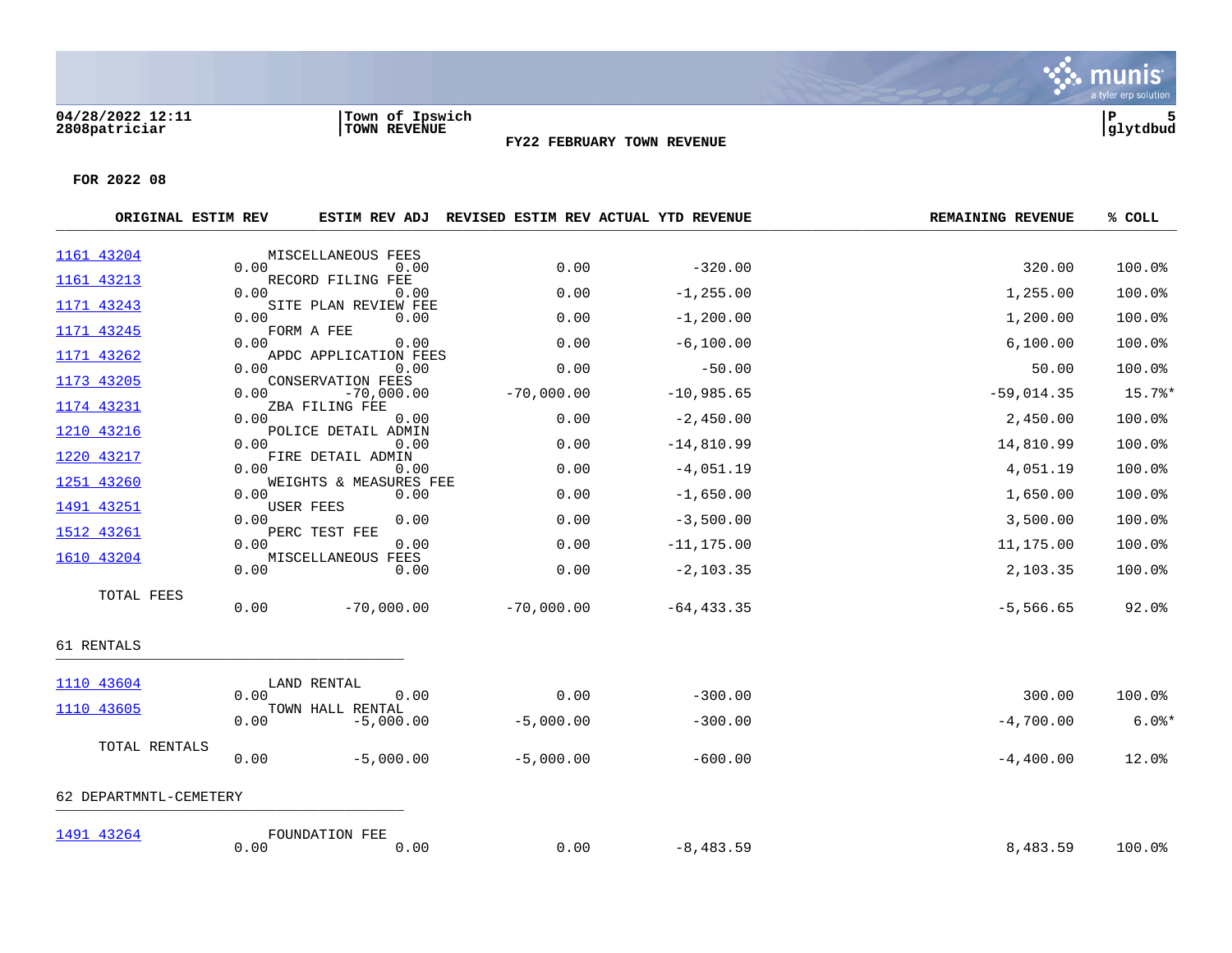**04/28/2022 12:11**
**2808patriciar**

**Town of Ipswich**
**TOWN REVENUE**

**FY22 FEBRUARY TOWN REVENUE**

**FOR 2022 08**

| ACCOUNT | DESCRIPTION | ORIGINAL ESTIM REV | ESTIM REV ADJ | REVISED ESTIM REV | ACTUAL YTD REVENUE | REMAINING REVENUE | % COLL |
|---|---|---|---|---|---|---|---|
| 1161 43204 | MISCELLANEOUS FEES | 0.00 | 0.00 | 0.00 | -320.00 | 320.00 | 100.0% |
| 1161 43213 | RECORD FILING FEE | 0.00 | 0.00 | 0.00 | -1,255.00 | 1,255.00 | 100.0% |
| 1171 43243 | SITE PLAN REVIEW FEE | 0.00 | 0.00 | 0.00 | -1,200.00 | 1,200.00 | 100.0% |
| 1171 43245 | FORM A FEE | 0.00 | 0.00 | 0.00 | -6,100.00 | 6,100.00 | 100.0% |
| 1171 43262 | APDC APPLICATION FEES | 0.00 | 0.00 | 0.00 | -50.00 | 50.00 | 100.0% |
| 1173 43205 | CONSERVATION FEES | 0.00 | -70,000.00 | -70,000.00 | -10,985.65 | -59,014.35 | 15.7%* |
| 1174 43231 | ZBA FILING FEE | 0.00 | 0.00 | 0.00 | -2,450.00 | 2,450.00 | 100.0% |
| 1210 43216 | POLICE DETAIL ADMIN | 0.00 | 0.00 | 0.00 | -14,810.99 | 14,810.99 | 100.0% |
| 1220 43217 | FIRE DETAIL ADMIN | 0.00 | 0.00 | 0.00 | -4,051.19 | 4,051.19 | 100.0% |
| 1251 43260 | WEIGHTS & MEASURES FEE | 0.00 | 0.00 | 0.00 | -1,650.00 | 1,650.00 | 100.0% |
| 1491 43251 | USER FEES | 0.00 | 0.00 | 0.00 | -3,500.00 | 3,500.00 | 100.0% |
| 1512 43261 | PERC TEST FEE | 0.00 | 0.00 | 0.00 | -11,175.00 | 11,175.00 | 100.0% |
| 1610 43204 | MISCELLANEOUS FEES | 0.00 | 0.00 | 0.00 | -2,103.35 | 2,103.35 | 100.0% |
| TOTAL FEES | | 0.00 | -70,000.00 | -70,000.00 | -64,433.35 | -5,566.65 | 92.0% |

61 RENTALS

| ACCOUNT | DESCRIPTION | ORIGINAL ESTIM REV | ESTIM REV ADJ | REVISED ESTIM REV | ACTUAL YTD REVENUE | REMAINING REVENUE | % COLL |
|---|---|---|---|---|---|---|---|
| 1110 43604 | LAND RENTAL | 0.00 | 0.00 | 0.00 | -300.00 | 300.00 | 100.0% |
| 1110 43605 | TOWN HALL RENTAL | 0.00 | -5,000.00 | -5,000.00 | -300.00 | -4,700.00 | 6.0%* |
| TOTAL RENTALS | | 0.00 | -5,000.00 | -5,000.00 | -600.00 | -4,400.00 | 12.0% |

62 DEPARTMNTL-CEMETERY

| ACCOUNT | DESCRIPTION | ORIGINAL ESTIM REV | ESTIM REV ADJ | REVISED ESTIM REV | ACTUAL YTD REVENUE | REMAINING REVENUE | % COLL |
|---|---|---|---|---|---|---|---|
| 1491 43264 | FOUNDATION FEE | 0.00 | 0.00 | 0.00 | -8,483.59 | 8,483.59 | 100.0% |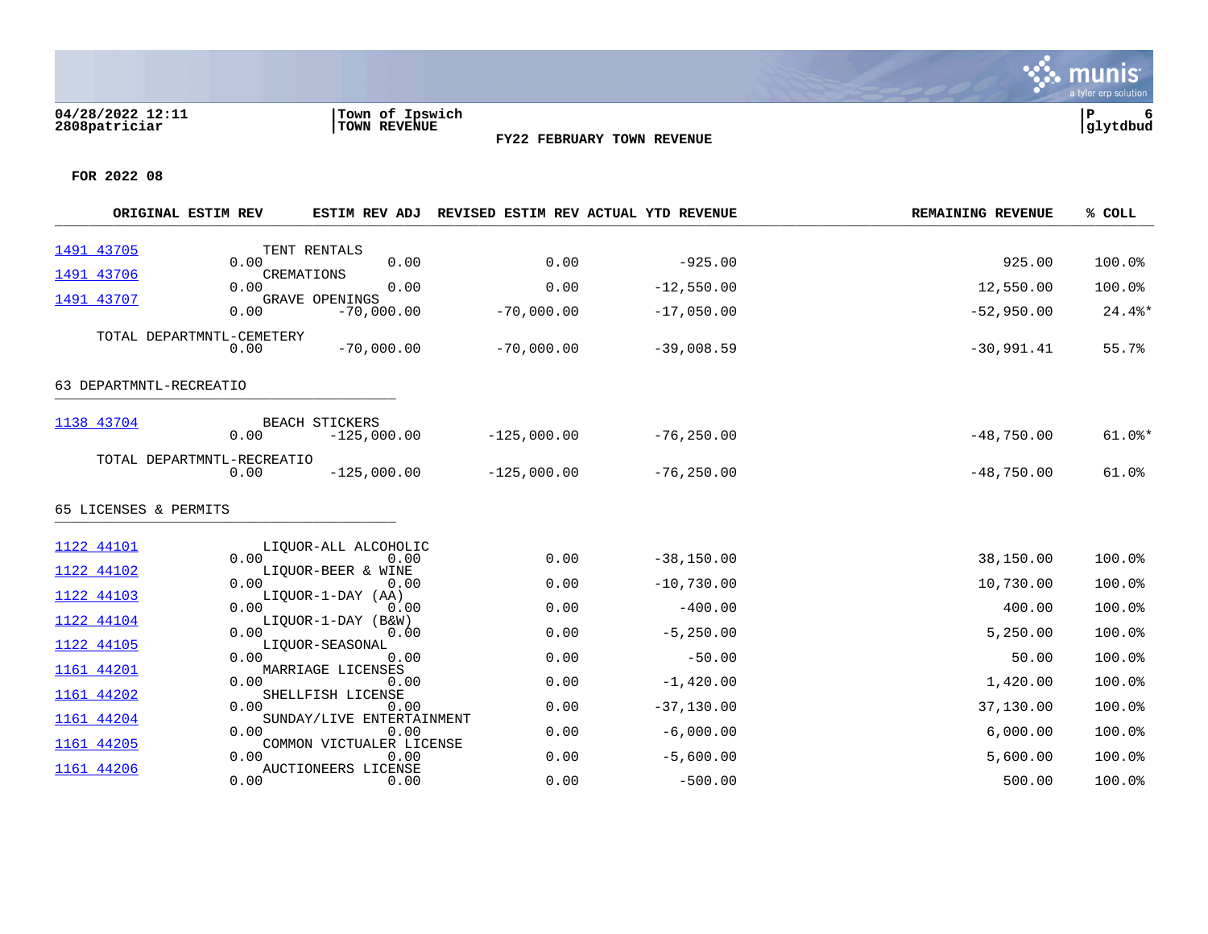04/28/2022 12:11 | Town of Ipswich | P 6
2808patriciar | TOWN REVENUE | glytdbud

**FY22 FEBRUARY TOWN REVENUE**

**FOR 2022 08**

| | | ORIGINAL ESTIM REV | ESTIM REV ADJ | REVISED ESTIM REV | ACTUAL YTD REVENUE | REMAINING REVENUE | % COLL |
|---|---|---|---|---|---|---|---|
| 1491 43705 | TENT RENTALS | 0.00 | 0.00 | 0.00 | -925.00 | 925.00 | 100.0% |
| 1491 43706 | CREMATIONS | 0.00 | 0.00 | 0.00 | -12,550.00 | 12,550.00 | 100.0% |
| 1491 43707 | GRAVE OPENINGS | 0.00 | -70,000.00 | -70,000.00 | -17,050.00 | -52,950.00 | 24.4%* |
| | TOTAL DEPARTMNTL-CEMETERY | 0.00 | -70,000.00 | -70,000.00 | -39,008.59 | -30,991.41 | 55.7% |

63 DEPARTMNTL-RECREATIO

| | | ORIGINAL ESTIM REV | ESTIM REV ADJ | REVISED ESTIM REV | ACTUAL YTD REVENUE | REMAINING REVENUE | % COLL |
|---|---|---|---|---|---|---|---|
| 1138 43704 | BEACH STICKERS | 0.00 | -125,000.00 | -125,000.00 | -76,250.00 | -48,750.00 | 61.0%* |
| | TOTAL DEPARTMNTL-RECREATIO | 0.00 | -125,000.00 | -125,000.00 | -76,250.00 | -48,750.00 | 61.0% |

65 LICENSES & PERMITS

| | | ORIGINAL ESTIM REV | ESTIM REV ADJ | REVISED ESTIM REV | ACTUAL YTD REVENUE | REMAINING REVENUE | % COLL |
|---|---|---|---|---|---|---|---|
| 1122 44101 | LIQUOR-ALL ALCOHOLIC | 0.00 | 0.00 | 0.00 | -38,150.00 | 38,150.00 | 100.0% |
| 1122 44102 | LIQUOR-BEER & WINE | 0.00 | 0.00 | 0.00 | -10,730.00 | 10,730.00 | 100.0% |
| 1122 44103 | LIQUOR-1-DAY (AA) | 0.00 | 0.00 | 0.00 | -400.00 | 400.00 | 100.0% |
| 1122 44104 | LIQUOR-1-DAY (B&W) | 0.00 | 0.00 | 0.00 | -5,250.00 | 5,250.00 | 100.0% |
| 1122 44105 | LIQUOR-SEASONAL | 0.00 | 0.00 | 0.00 | -50.00 | 50.00 | 100.0% |
| 1161 44201 | MARRIAGE LICENSES | 0.00 | 0.00 | 0.00 | -1,420.00 | 1,420.00 | 100.0% |
| 1161 44202 | SHELLFISH LICENSE | 0.00 | 0.00 | 0.00 | -37,130.00 | 37,130.00 | 100.0% |
| 1161 44204 | SUNDAY/LIVE ENTERTAINMENT | 0.00 | 0.00 | 0.00 | -6,000.00 | 6,000.00 | 100.0% |
| 1161 44205 | COMMON VICTUALER LICENSE | 0.00 | 0.00 | 0.00 | -5,600.00 | 5,600.00 | 100.0% |
| 1161 44206 | AUCTIONEERS LICENSE | 0.00 | 0.00 | 0.00 | -500.00 | 500.00 | 100.0% |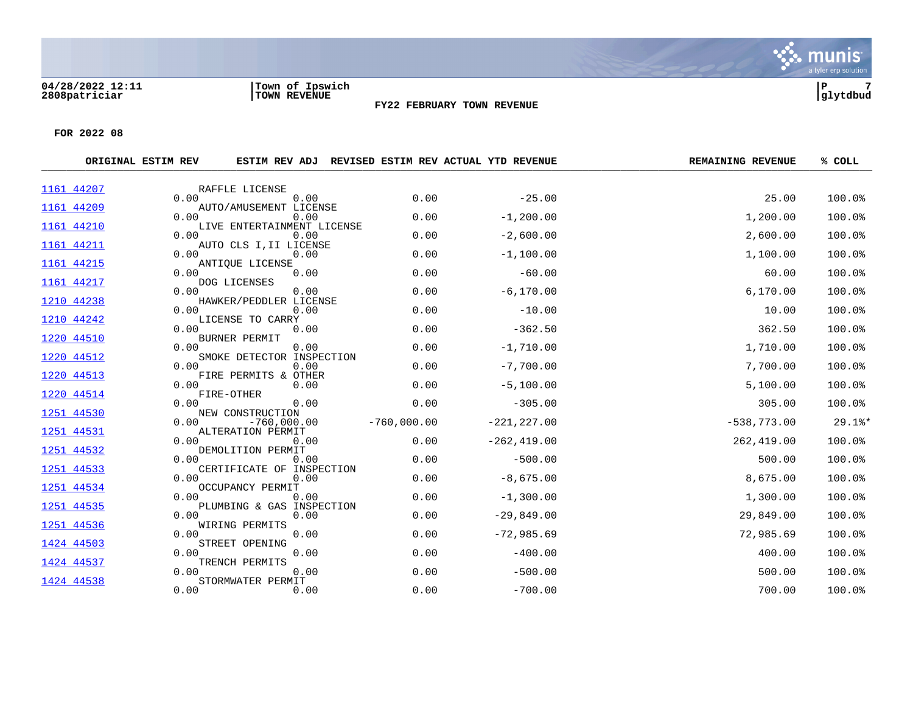**04/28/2022 12:11**
**2808patriciar**

**Town of Ipswich**
**TOWN REVENUE**

**FY22 FEBRUARY TOWN REVENUE**

**FOR 2022 08**

| | | ORIGINAL ESTIM REV | ESTIM REV ADJ | REVISED ESTIM REV | ACTUAL YTD REVENUE | REMAINING REVENUE | % COLL |
|---|---|---|---|---|---|---|---|
| 1161 44207 | RAFFLE LICENSE | 0.00 | 0.00 | 0.00 | -25.00 | 25.00 | 100.0% |
| 1161 44209 | AUTO/AMUSEMENT LICENSE | 0.00 | 0.00 | 0.00 | -1,200.00 | 1,200.00 | 100.0% |
| 1161 44210 | LIVE ENTERTAINMENT LICENSE | 0.00 | 0.00 | 0.00 | -2,600.00 | 2,600.00 | 100.0% |
| 1161 44211 | AUTO CLS I,II LICENSE | 0.00 | 0.00 | 0.00 | -1,100.00 | 1,100.00 | 100.0% |
| 1161 44215 | ANTIQUE LICENSE | 0.00 | 0.00 | 0.00 | -60.00 | 60.00 | 100.0% |
| 1161 44217 | DOG LICENSES | 0.00 | 0.00 | 0.00 | -6,170.00 | 6,170.00 | 100.0% |
| 1210 44238 | HAWKER/PEDDLER LICENSE | 0.00 | 0.00 | 0.00 | -10.00 | 10.00 | 100.0% |
| 1210 44242 | LICENSE TO CARRY | 0.00 | 0.00 | 0.00 | -362.50 | 362.50 | 100.0% |
| 1220 44510 | BURNER PERMIT | 0.00 | 0.00 | 0.00 | -1,710.00 | 1,710.00 | 100.0% |
| 1220 44512 | SMOKE DETECTOR INSPECTION | 0.00 | 0.00 | 0.00 | -7,700.00 | 7,700.00 | 100.0% |
| 1220 44513 | FIRE PERMITS & OTHER | 0.00 | 0.00 | 0.00 | -5,100.00 | 5,100.00 | 100.0% |
| 1220 44514 | FIRE-OTHER | 0.00 | 0.00 | 0.00 | -305.00 | 305.00 | 100.0% |
| 1251 44530 | NEW CONSTRUCTION | 0.00 | -760,000.00 | -760,000.00 | -221,227.00 | -538,773.00 | 29.1%* |
| 1251 44531 | ALTERATION PERMIT | 0.00 | 0.00 | 0.00 | -262,419.00 | 262,419.00 | 100.0% |
| 1251 44532 | DEMOLITION PERMIT | 0.00 | 0.00 | 0.00 | -500.00 | 500.00 | 100.0% |
| 1251 44533 | CERTIFICATE OF INSPECTION | 0.00 | 0.00 | 0.00 | -8,675.00 | 8,675.00 | 100.0% |
| 1251 44534 | OCCUPANCY PERMIT | 0.00 | 0.00 | 0.00 | -1,300.00 | 1,300.00 | 100.0% |
| 1251 44535 | PLUMBING & GAS INSPECTION | 0.00 | 0.00 | 0.00 | -29,849.00 | 29,849.00 | 100.0% |
| 1251 44536 | WIRING PERMITS | 0.00 | 0.00 | 0.00 | -72,985.69 | 72,985.69 | 100.0% |
| 1424 44503 | STREET OPENING | 0.00 | 0.00 | 0.00 | -400.00 | 400.00 | 100.0% |
| 1424 44537 | TRENCH PERMITS | 0.00 | 0.00 | 0.00 | -500.00 | 500.00 | 100.0% |
| 1424 44538 | STORMWATER PERMIT | 0.00 | 0.00 | 0.00 | -700.00 | 700.00 | 100.0% |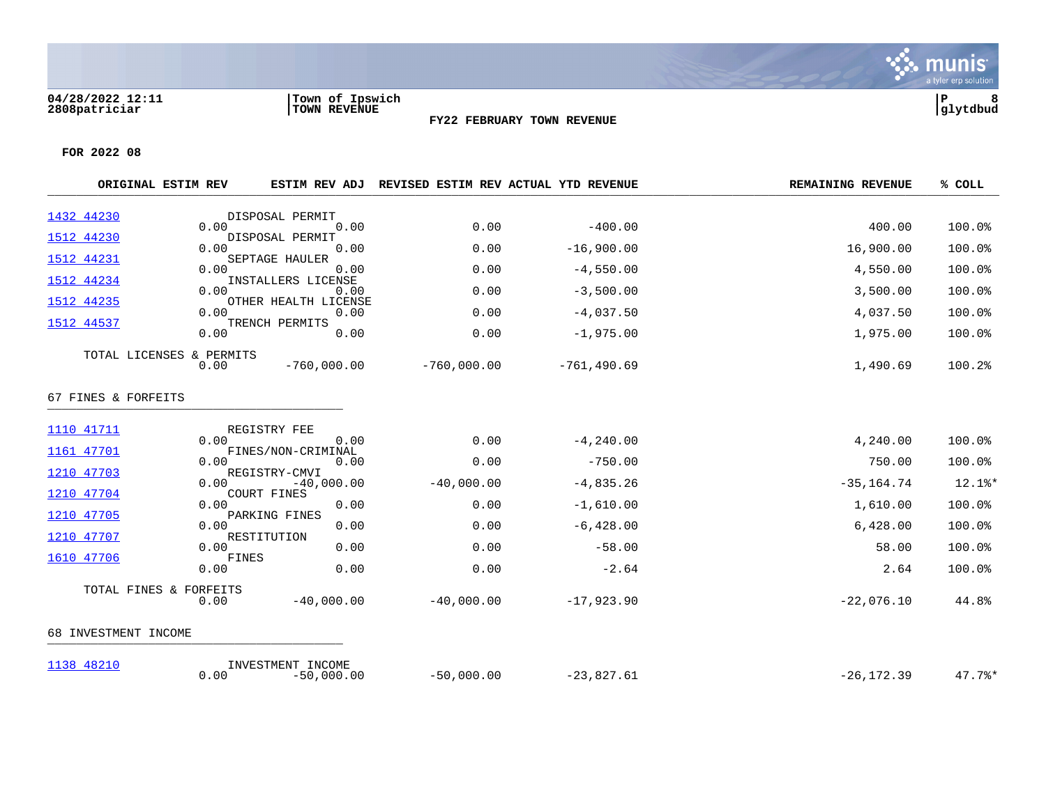04/28/2022 12:11
2808patriciar

Town of Ipswich
TOWN REVENUE

P 8
glytdbud

**FY22 FEBRUARY TOWN REVENUE**

**FOR 2022 08**

| | | ORIGINAL ESTIM REV | ESTIM REV ADJ | REVISED ESTIM REV | ACTUAL YTD REVENUE | REMAINING REVENUE | % COLL |
|---|---|---|---|---|---|---|---|
| 1432 44230 | DISPOSAL PERMIT | 0.00 | 0.00 | 0.00 | -400.00 | 400.00 | 100.0% |
| 1512 44230 | DISPOSAL PERMIT | 0.00 | 0.00 | 0.00 | -16,900.00 | 16,900.00 | 100.0% |
| 1512 44231 | SEPTAGE HAULER | 0.00 | 0.00 | 0.00 | -4,550.00 | 4,550.00 | 100.0% |
| 1512 44234 | INSTALLERS LICENSE | 0.00 | 0.00 | 0.00 | -3,500.00 | 3,500.00 | 100.0% |
| 1512 44235 | OTHER HEALTH LICENSE | 0.00 | 0.00 | 0.00 | -4,037.50 | 4,037.50 | 100.0% |
| 1512 44537 | TRENCH PERMITS | 0.00 | 0.00 | 0.00 | -1,975.00 | 1,975.00 | 100.0% |
| | TOTAL LICENSES & PERMITS | 0.00 | -760,000.00 | -760,000.00 | -761,490.69 | 1,490.69 | 100.2% |

67 FINES & FORFEITS

| | | ORIGINAL ESTIM REV | ESTIM REV ADJ | REVISED ESTIM REV | ACTUAL YTD REVENUE | REMAINING REVENUE | % COLL |
|---|---|---|---|---|---|---|---|
| 1110 41711 | REGISTRY FEE | 0.00 | 0.00 | 0.00 | -4,240.00 | 4,240.00 | 100.0% |
| 1161 47701 | FINES/NON-CRIMINAL | 0.00 | 0.00 | 0.00 | -750.00 | 750.00 | 100.0% |
| 1210 47703 | REGISTRY-CMVI | 0.00 | -40,000.00 | -40,000.00 | -4,835.26 | -35,164.74 | 12.1%* |
| 1210 47704 | COURT FINES | 0.00 | 0.00 | 0.00 | -1,610.00 | 1,610.00 | 100.0% |
| 1210 47705 | PARKING FINES | 0.00 | 0.00 | 0.00 | -6,428.00 | 6,428.00 | 100.0% |
| 1210 47707 | RESTITUTION | 0.00 | 0.00 | 0.00 | -58.00 | 58.00 | 100.0% |
| 1610 47706 | FINES | 0.00 | 0.00 | 0.00 | -2.64 | 2.64 | 100.0% |
| | TOTAL FINES & FORFEITS | 0.00 | -40,000.00 | -40,000.00 | -17,923.90 | -22,076.10 | 44.8% |

68 INVESTMENT INCOME

| | | ORIGINAL ESTIM REV | ESTIM REV ADJ | REVISED ESTIM REV | ACTUAL YTD REVENUE | REMAINING REVENUE | % COLL |
|---|---|---|---|---|---|---|---|
| 1138 48210 | INVESTMENT INCOME | 0.00 | -50,000.00 | -50,000.00 | -23,827.61 | -26,172.39 | 47.7%* |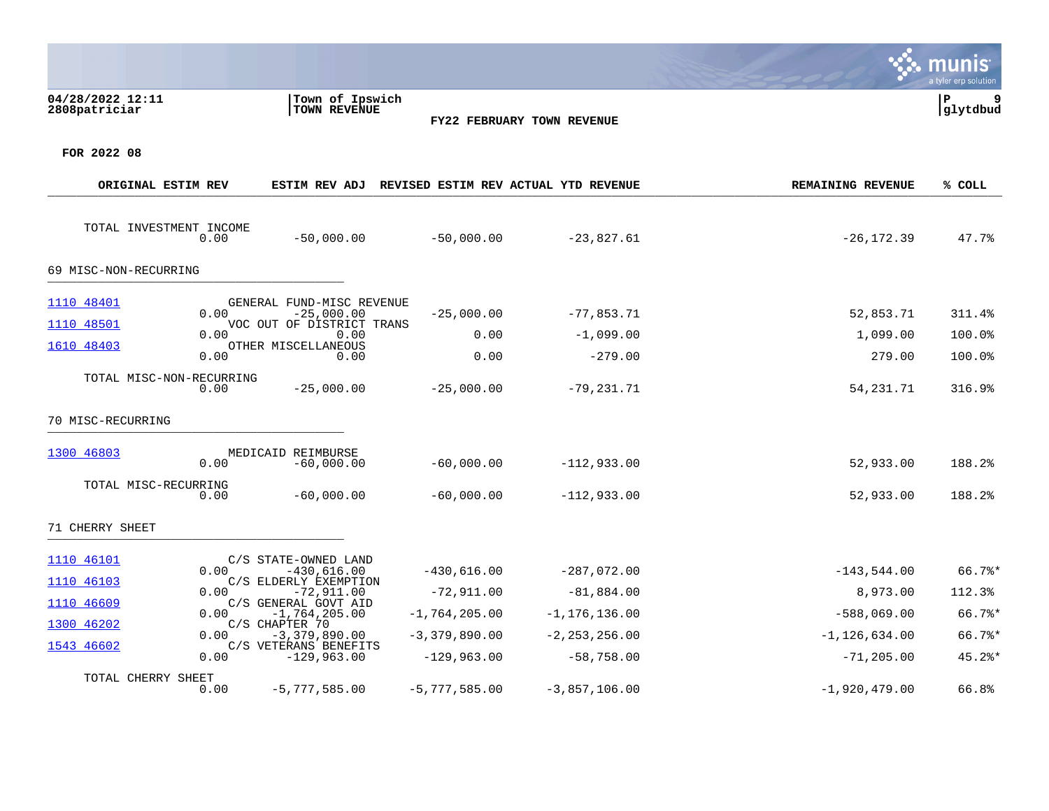**04/28/2022 12:11**
**2808patriciar**

**Town of Ipswich**
**TOWN REVENUE**

**FY22 FEBRUARY TOWN REVENUE**

**FOR 2022 08**

| Account | Description | ORIGINAL ESTIM REV | ESTIM REV ADJ | REVISED ESTIM REV | ACTUAL YTD REVENUE | REMAINING REVENUE | % COLL |
|---|---|---|---|---|---|---|---|
| | TOTAL INVESTMENT INCOME | 0.00 | -50,000.00 | -50,000.00 | -23,827.61 | -26,172.39 | 47.7% |
| **69 MISC-NON-RECURRING** | | | | | | | |
| 1110 48401 | GENERAL FUND-MISC REVENUE | 0.00 | -25,000.00 | -25,000.00 | -77,853.71 | 52,853.71 | 311.4% |
| 1110 48501 | VOC OUT OF DISTRICT TRANS | 0.00 | 0.00 | 0.00 | -1,099.00 | 1,099.00 | 100.0% |
| 1610 48403 | OTHER MISCELLANEOUS | 0.00 | 0.00 | 0.00 | -279.00 | 279.00 | 100.0% |
| | TOTAL MISC-NON-RECURRING | 0.00 | -25,000.00 | -25,000.00 | -79,231.71 | 54,231.71 | 316.9% |
| **70 MISC-RECURRING** | | | | | | | |
| 1300 46803 | MEDICAID REIMBURSE | 0.00 | -60,000.00 | -60,000.00 | -112,933.00 | 52,933.00 | 188.2% |
| | TOTAL MISC-RECURRING | 0.00 | -60,000.00 | -60,000.00 | -112,933.00 | 52,933.00 | 188.2% |
| **71 CHERRY SHEET** | | | | | | | |
| 1110 46101 | C/S STATE-OWNED LAND | 0.00 | -430,616.00 | -430,616.00 | -287,072.00 | -143,544.00 | 66.7%* |
| 1110 46103 | C/S ELDERLY EXEMPTION | 0.00 | -72,911.00 | -72,911.00 | -81,884.00 | 8,973.00 | 112.3% |
| 1110 46609 | C/S GENERAL GOVT AID | 0.00 | -1,764,205.00 | -1,764,205.00 | -1,176,136.00 | -588,069.00 | 66.7%* |
| 1300 46202 | C/S CHAPTER 70 | 0.00 | -3,379,890.00 | -3,379,890.00 | -2,253,256.00 | -1,126,634.00 | 66.7%* |
| 1543 46602 | C/S VETERANS BENEFITS | 0.00 | -129,963.00 | -129,963.00 | -58,758.00 | -71,205.00 | 45.2%* |
| | TOTAL CHERRY SHEET | 0.00 | -5,777,585.00 | -5,777,585.00 | -3,857,106.00 | -1,920,479.00 | 66.8% |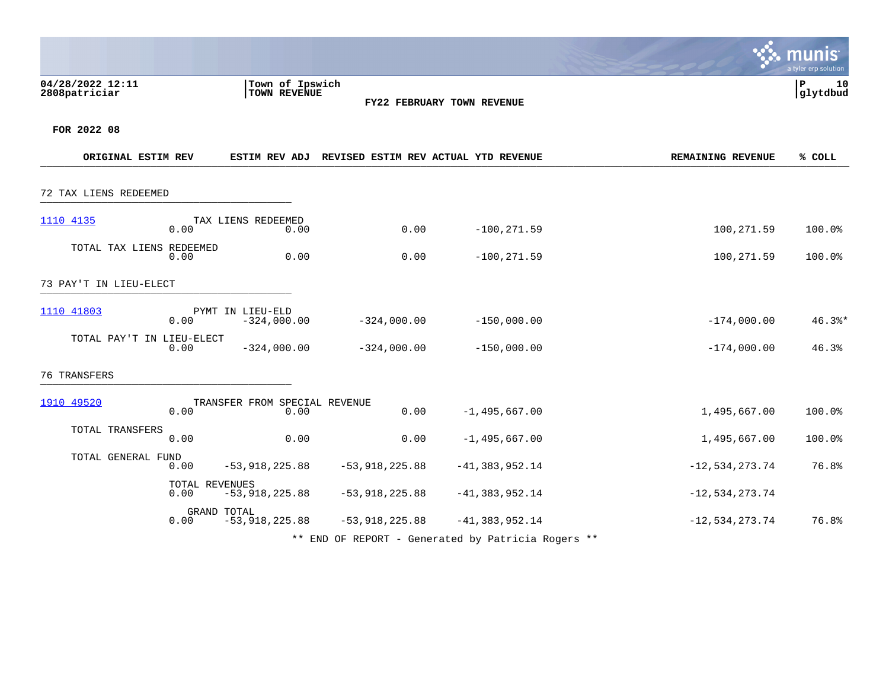04/28/2022 12:11 | Town of Ipswich | P 10
2808patriciar | TOWN REVENUE | glytdbud

**FY22 FEBRUARY TOWN REVENUE**

**FOR 2022 08**

| Account | Description | ORIGINAL ESTIM REV | ESTIM REV ADJ | REVISED ESTIM REV | ACTUAL YTD REVENUE | REMAINING REVENUE | % COLL |
|---|---|---|---|---|---|---|---|
| **72 TAX LIENS REDEEMED** | | | | | | | |
| 1110 4135 | TAX LIENS REDEEMED | 0.00 | 0.00 | 0.00 | -100,271.59 | 100,271.59 | 100.0% |
| | TOTAL TAX LIENS REDEEMED | 0.00 | 0.00 | 0.00 | -100,271.59 | 100,271.59 | 100.0% |
| **73 PAY'T IN LIEU-ELECT** | | | | | | | |
| 1110 41803 | PYMT IN LIEU-ELD | 0.00 | -324,000.00 | -324,000.00 | -150,000.00 | -174,000.00 | 46.3%* |
| | TOTAL PAY'T IN LIEU-ELECT | 0.00 | -324,000.00 | -324,000.00 | -150,000.00 | -174,000.00 | 46.3% |
| **76 TRANSFERS** | | | | | | | |
| 1910 49520 | TRANSFER FROM SPECIAL REVENUE | 0.00 | 0.00 | 0.00 | -1,495,667.00 | 1,495,667.00 | 100.0% |
| | TOTAL TRANSFERS | 0.00 | 0.00 | 0.00 | -1,495,667.00 | 1,495,667.00 | 100.0% |
| | TOTAL GENERAL FUND | 0.00 | -53,918,225.88 | -53,918,225.88 | -41,383,952.14 | -12,534,273.74 | 76.8% |
| | TOTAL REVENUES | 0.00 | -53,918,225.88 | -53,918,225.88 | -41,383,952.14 | -12,534,273.74 | |
| | GRAND TOTAL | 0.00 | -53,918,225.88 | -53,918,225.88 | -41,383,952.14 | -12,534,273.74 | 76.8% |

** END OF REPORT - Generated by Patricia Rogers **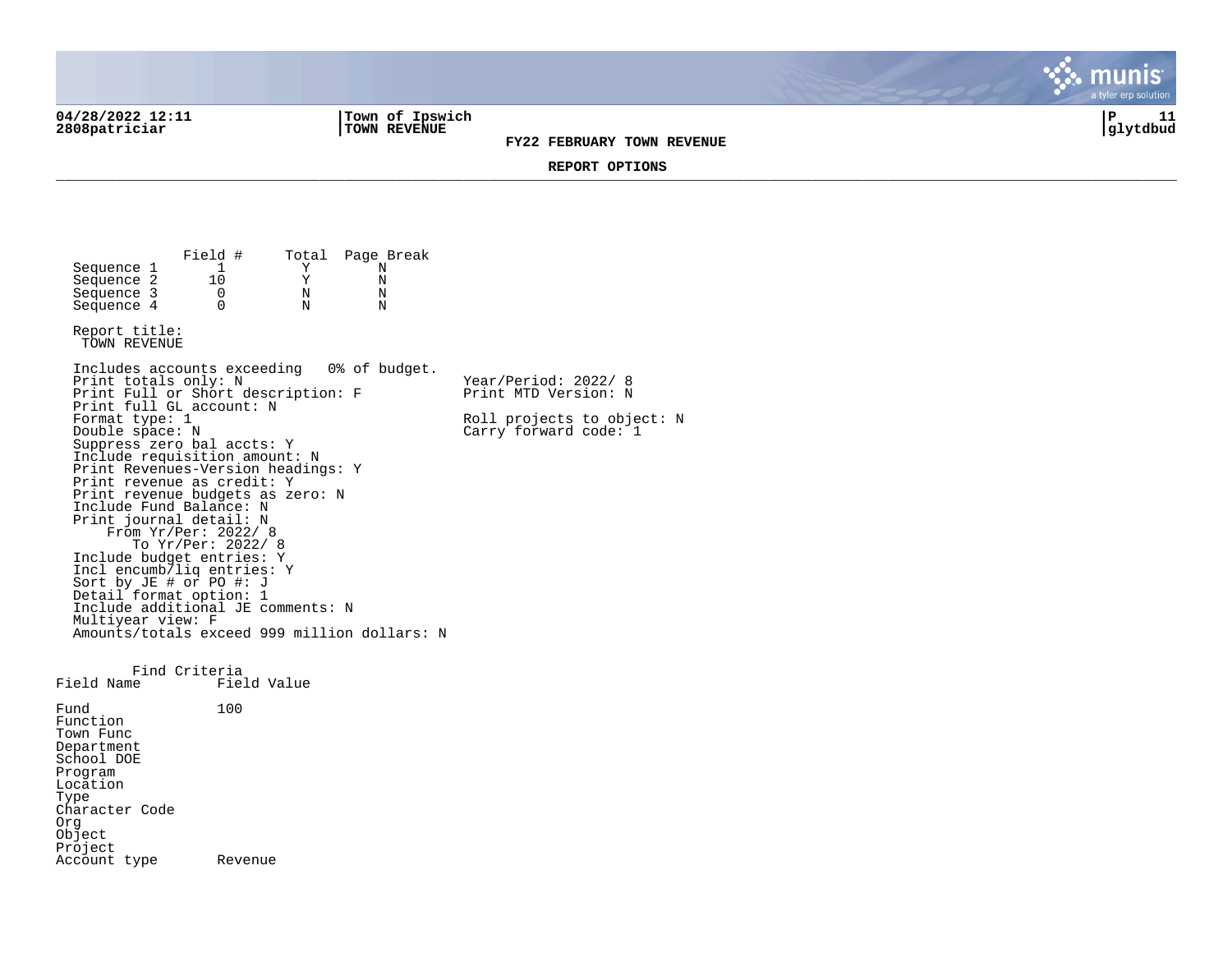04/28/2022 12:11 | Town of Ipswich | P 11
2808patriciar | TOWN REVENUE | glytdbud

**FY22 FEBRUARY TOWN REVENUE**

**REPORT OPTIONS**

| | Field # | Total | Page Break |
|---|---|---|---|
| Sequence 1 | 1 | Y | N |
| Sequence 2 | 10 | Y | N |
| Sequence 3 | 0 | N | N |
| Sequence 4 | 0 | N | N |

Report title:
TOWN REVENUE

Includes accounts exceeding 0% of budget.
Print totals only: N
Print Full or Short description: F
Print full GL account: N
Format type: 1
Double space: N
Suppress zero bal accts: Y
Include requisition amount: N
Print Revenues-Version headings: Y
Print revenue as credit: Y
Print revenue budgets as zero: N
Include Fund Balance: N
Print journal detail: N
From Yr/Per: 2022/ 8
To Yr/Per: 2022/ 8
Include budget entries: Y
Incl encumb/liq entries: Y
Sort by JE # or PO #: J
Detail format option: 1
Include additional JE comments: N
Multiyear view: F
Amounts/totals exceed 999 million dollars: N

Year/Period: 2022/ 8
Print MTD Version: N

Roll projects to object: N
Carry forward code: 1

Find Criteria

| Field Name | Field Value |
|---|---|
| Fund | 100 |
| Function | |
| Town Func | |
| Department | |
| School DOE | |
| Program | |
| Location | |
| Type | |
| Character Code | |
| Org | |
| Object | |
| Project | |
| Account type | Revenue |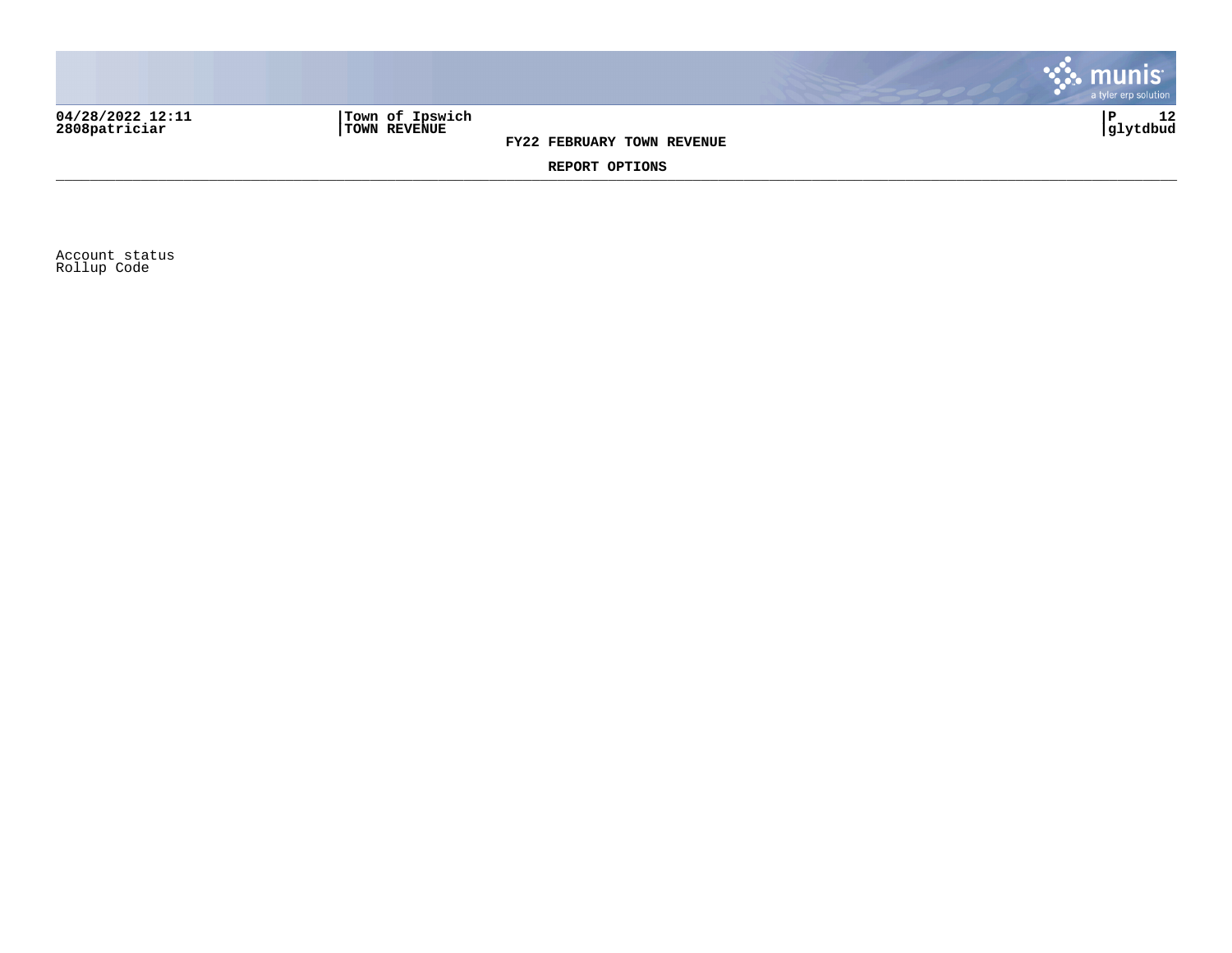## FY22 FEBRUARY TOWN REVENUE

### REPORT OPTIONS

Account status
Rollup Code